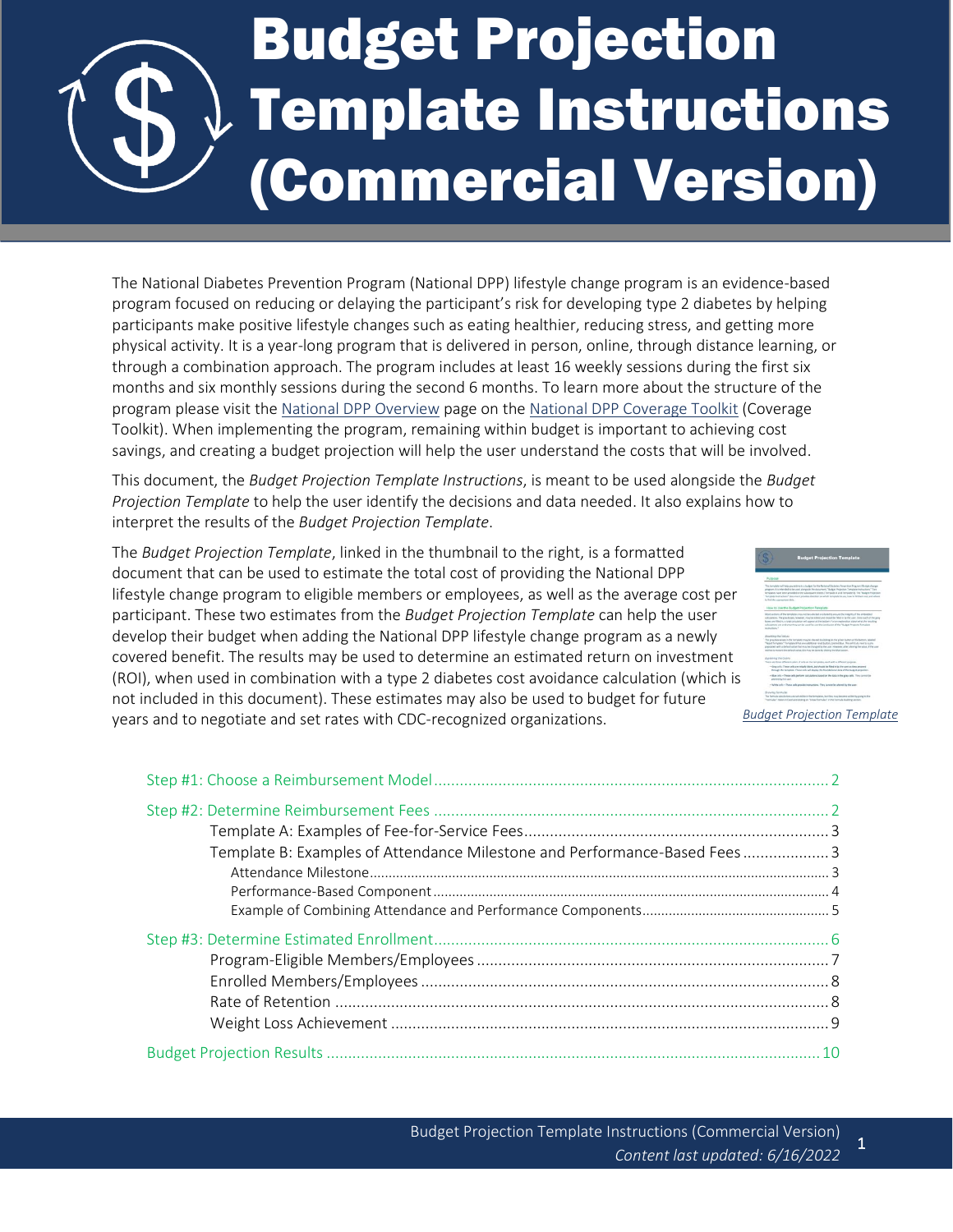# Budget Projection Template Instructions (Commercial Version)

The National Diabetes Prevention Program (National DPP) lifestyle change program is an evidence-based program focused on reducing or delaying the participant's risk for developing type 2 diabetes by helping participants make positive lifestyle changes such as eating healthier, reducing stress, and getting more physical activity. It is a year-long program that is delivered in person, online, through distance learning, or through a combination approach. The program includes at least 16 weekly sessions during the first six months and six monthly sessions during the second 6 months. To learn more about the structure of the program please visit the National DPP Overview page on the National DPP Coverage Toolkit (Coverage Toolkit). When implementing the program, remaining within budget is important to achieving cost savings, and creating a budget projection will help the user understand the costs that will be involved.

This document, the *Budget Projection Template Instructions*, is meant to be used alongside the *Budget Projection Template* to help the user identify the decisions and data needed. It also explains how to interpret the results of the *Budget Projection Template*.

The *Budget Projection Template*, linked in the thumbnail to the right, is a formatted document that can be used to estimate the total cost of providing the National DPP lifestyle change program to eligible members or employees, as well as the average cost per participant. These two estimates from the *Budget Projection Template* can help the user develop their budget when adding the National DPP lifestyle change program as a newly covered benefit. The results may be used to determine an estimated return on investment (ROI), when used in combination with a type 2 diabetes cost avoidance calculation (which is not included in this document). These estimates may also be used to budget for future years and to negotiate and set rates with CDC-recognized organizations.

*Budget Projection Template*

- Step #1: Choose a Reimbursement Model ..... 2
- Step #2: Determine Reimbursement Fees ..... 2
  - Template A: Examples of Fee-for-Service Fees ..... 3
  - Template B: Examples of Attendance Milestone and Performance-Based Fees ..... 3
    - Attendance Milestone ..... 3
    - Performance-Based Component ..... 4
    - Example of Combining Attendance and Performance Components ..... 5
- Step #3: Determine Estimated Enrollment ..... 6
  - Program-Eligible Members/Employees ..... 7
  - Enrolled Members/Employees ..... 8
  - Rate of Retention ..... 8
  - Weight Loss Achievement ..... 9
- Budget Projection Results ..... 10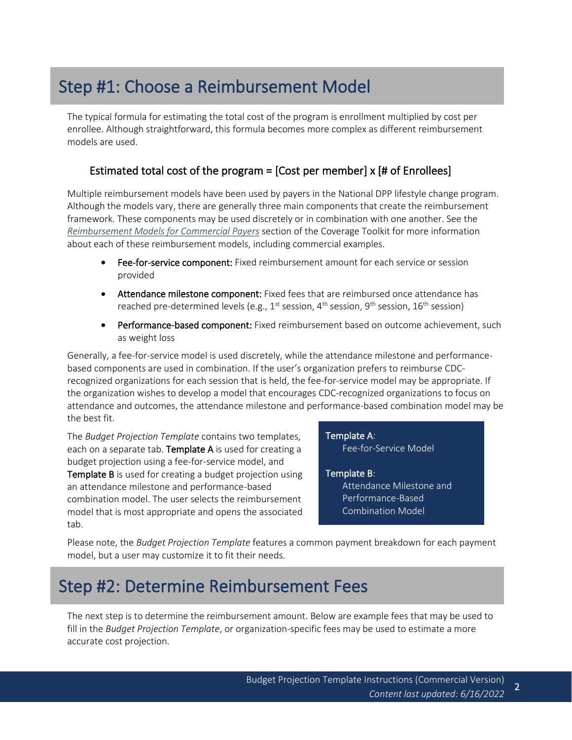# Step #1: Choose a Reimbursement Model

The typical formula for estimating the total cost of the program is enrollment multiplied by cost per enrollee. Although straightforward, this formula becomes more complex as different reimbursement models are used.

### Estimated total cost of the program = [Cost per member] x [# of Enrollees]

Multiple reimbursement models have been used by payers in the National DPP lifestyle change program. Although the models vary, there are generally three main components that create the reimbursement framework. These components may be used discretely or in combination with one another. See the *Reimbursement Models for Commercial Payers* section of the Coverage Toolkit for more information about each of these reimbursement models, including commercial examples.

- **Fee-for-service component:** Fixed reimbursement amount for each service or session provided
- **Attendance milestone component:** Fixed fees that are reimbursed once attendance has reached pre-determined levels (e.g., 1st session, 4th session, 9th session, 16th session)
- **Performance-based component:** Fixed reimbursement based on outcome achievement, such as weight loss

Generally, a fee-for-service model is used discretely, while the attendance milestone and performance-based components are used in combination. If the user's organization prefers to reimburse CDC-recognized organizations for each session that is held, the fee-for-service model may be appropriate. If the organization wishes to develop a model that encourages CDC-recognized organizations to focus on attendance and outcomes, the attendance milestone and performance-based combination model may be the best fit.

The *Budget Projection Template* contains two templates, each on a separate tab. **Template A** is used for creating a budget projection using a fee-for-service model, and **Template B** is used for creating a budget projection using an attendance milestone and performance-based combination model. The user selects the reimbursement model that is most appropriate and opens the associated tab.

**Template A**:
Fee-for-Service Model

**Template B**:
Attendance Milestone and Performance-Based Combination Model

Please note, the *Budget Projection Template* features a common payment breakdown for each payment model, but a user may customize it to fit their needs.

# Step #2: Determine Reimbursement Fees

The next step is to determine the reimbursement amount. Below are example fees that may be used to fill in the *Budget Projection Template*, or organization-specific fees may be used to estimate a more accurate cost projection.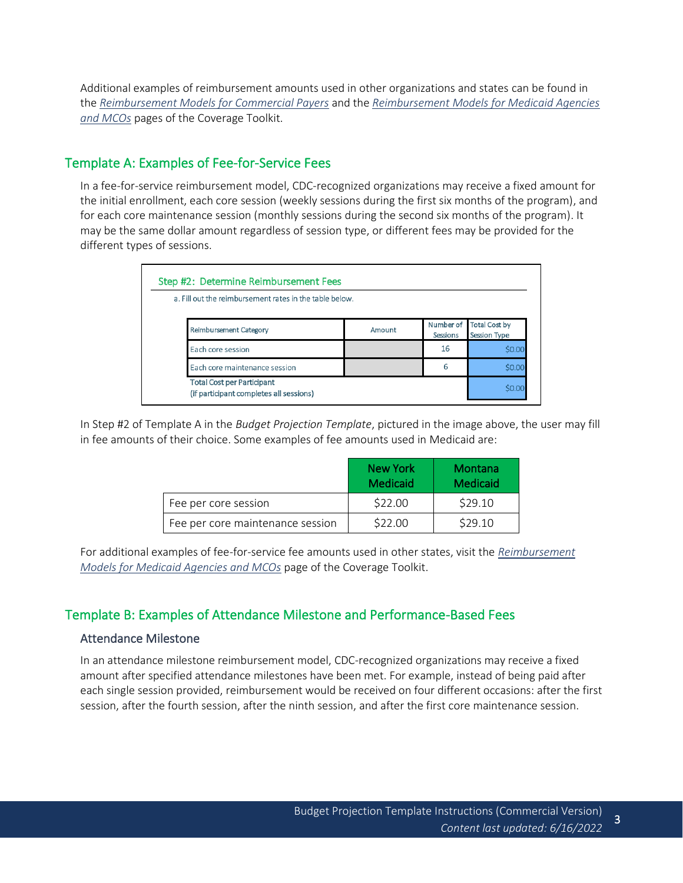Additional examples of reimbursement amounts used in other organizations and states can be found in the *Reimbursement Models for Commercial Payers* and the *Reimbursement Models for Medicaid Agencies and MCOs* pages of the Coverage Toolkit.

## Template A: Examples of Fee-for-Service Fees

In a fee-for-service reimbursement model, CDC-recognized organizations may receive a fixed amount for the initial enrollment, each core session (weekly sessions during the first six months of the program), and for each core maintenance session (monthly sessions during the second six months of the program). It may be the same dollar amount regardless of session type, or different fees may be provided for the different types of sessions.

**Step #2: Determine Reimbursement Fees**

a. Fill out the reimbursement rates in the table below.

| Reimbursement Category | Amount | Number of Sessions | Total Cost by Session Type |
|---|---|---|---|
| Each core session | | 16 | $0.00 |
| Each core maintenance session | | 6 | $0.00 |
| **Total Cost per Participant (if participant completes all sessions)** | | | $0.00 |

In Step #2 of Template A in the *Budget Projection Template*, pictured in the image above, the user may fill in fee amounts of their choice. Some examples of fee amounts used in Medicaid are:

| | New York Medicaid | Montana Medicaid |
|---|---|---|
| Fee per core session | $22.00 | $29.10 |
| Fee per core maintenance session | $22.00 | $29.10 |

For additional examples of fee-for-service fee amounts used in other states, visit the *Reimbursement Models for Medicaid Agencies and MCOs* page of the Coverage Toolkit.

## Template B: Examples of Attendance Milestone and Performance-Based Fees

### Attendance Milestone

In an attendance milestone reimbursement model, CDC-recognized organizations may receive a fixed amount after specified attendance milestones have been met. For example, instead of being paid after each single session provided, reimbursement would be received on four different occasions: after the first session, after the fourth session, after the ninth session, and after the first core maintenance session.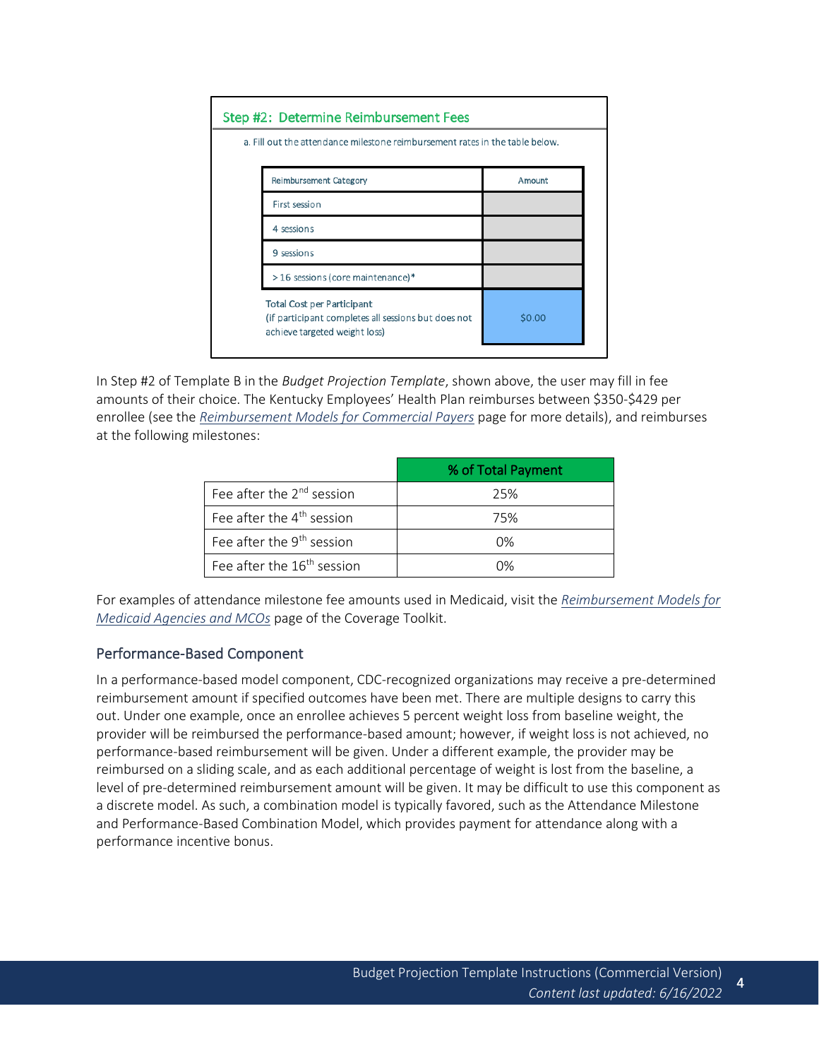**Step #2: Determine Reimbursement Fees**

a. Fill out the attendance milestone reimbursement rates in the table below.

| Reimbursement Category | Amount |
|---|---|
| First session | |
| 4 sessions | |
| 9 sessions | |
| >16 sessions (core maintenance)* | |
| Total Cost per Participant (if participant completes all sessions but does not achieve targeted weight loss) | $0.00 |

In Step #2 of Template B in the *Budget Projection Template*, shown above, the user may fill in fee amounts of their choice. The Kentucky Employees' Health Plan reimburses between $350-$429 per enrollee (see the *Reimbursement Models for Commercial Payers* page for more details), and reimburses at the following milestones:

| | % of Total Payment |
|---|---|
| Fee after the 2nd session | 25% |
| Fee after the 4th session | 75% |
| Fee after the 9th session | 0% |
| Fee after the 16th session | 0% |

For examples of attendance milestone fee amounts used in Medicaid, visit the *Reimbursement Models for Medicaid Agencies and MCOs* page of the Coverage Toolkit.

## Performance-Based Component

In a performance-based model component, CDC-recognized organizations may receive a pre-determined reimbursement amount if specified outcomes have been met. There are multiple designs to carry this out. Under one example, once an enrollee achieves 5 percent weight loss from baseline weight, the provider will be reimbursed the performance-based amount; however, if weight loss is not achieved, no performance-based reimbursement will be given. Under a different example, the provider may be reimbursed on a sliding scale, and as each additional percentage of weight is lost from the baseline, a level of pre-determined reimbursement amount will be given. It may be difficult to use this component as a discrete model. As such, a combination model is typically favored, such as the Attendance Milestone and Performance-Based Combination Model, which provides payment for attendance along with a performance incentive bonus.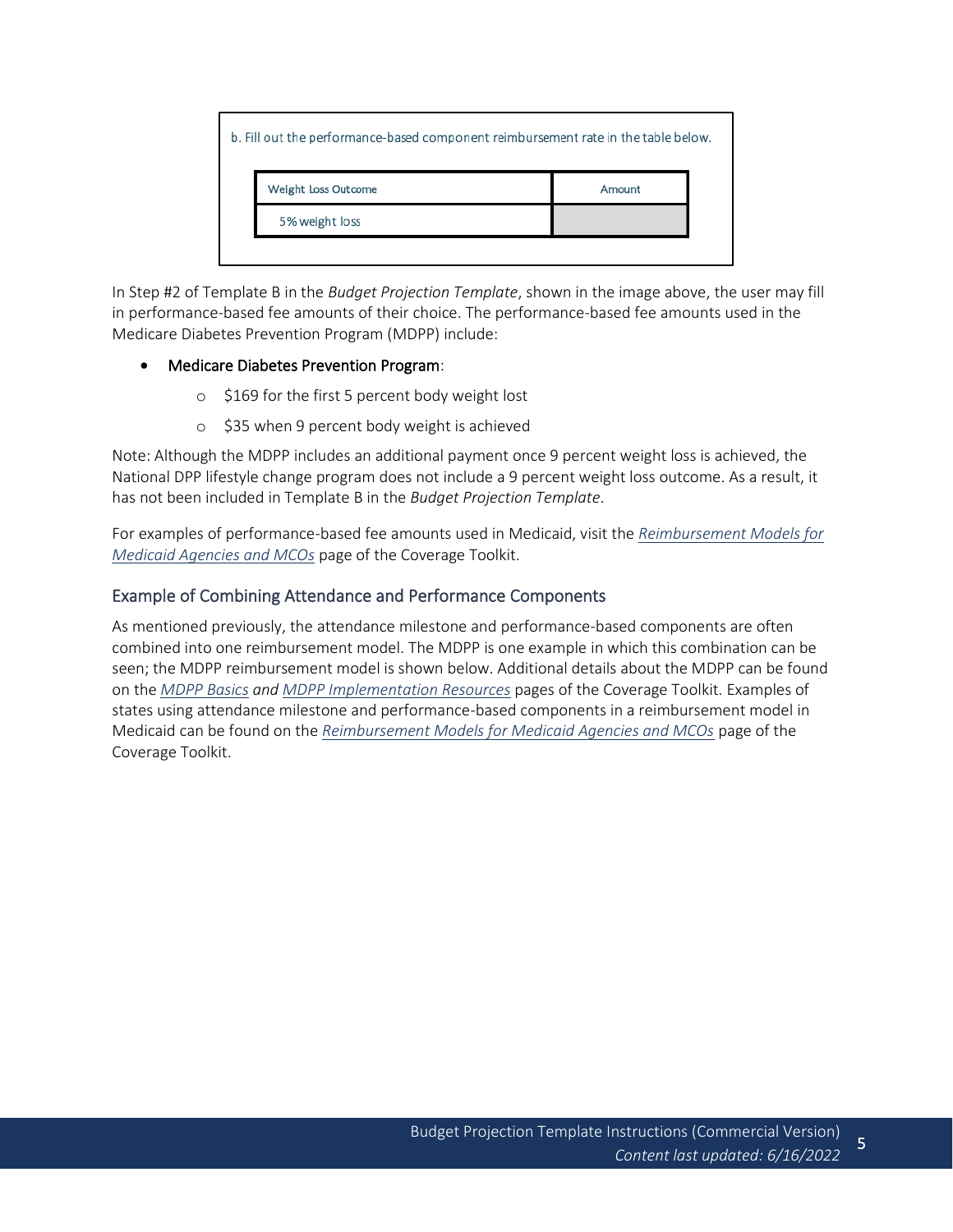b. Fill out the performance-based component reimbursement rate in the table below.

| Weight Loss Outcome | Amount |
| --- | --- |
| 5% weight loss | |

In Step #2 of Template B in the *Budget Projection Template*, shown in the image above, the user may fill in performance-based fee amounts of their choice. The performance-based fee amounts used in the Medicare Diabetes Prevention Program (MDPP) include:

- Medicare Diabetes Prevention Program:
    - $169 for the first 5 percent body weight lost
    - $35 when 9 percent body weight is achieved

Note: Although the MDPP includes an additional payment once 9 percent weight loss is achieved, the National DPP lifestyle change program does not include a 9 percent weight loss outcome. As a result, it has not been included in Template B in the *Budget Projection Template*.

For examples of performance-based fee amounts used in Medicaid, visit the *Reimbursement Models for Medicaid Agencies and MCOs* page of the Coverage Toolkit.

## Example of Combining Attendance and Performance Components

As mentioned previously, the attendance milestone and performance-based components are often combined into one reimbursement model. The MDPP is one example in which this combination can be seen; the MDPP reimbursement model is shown below. Additional details about the MDPP can be found on the *MDPP Basics and MDPP Implementation Resources* pages of the Coverage Toolkit. Examples of states using attendance milestone and performance-based components in a reimbursement model in Medicaid can be found on the *Reimbursement Models for Medicaid Agencies and MCOs* page of the Coverage Toolkit.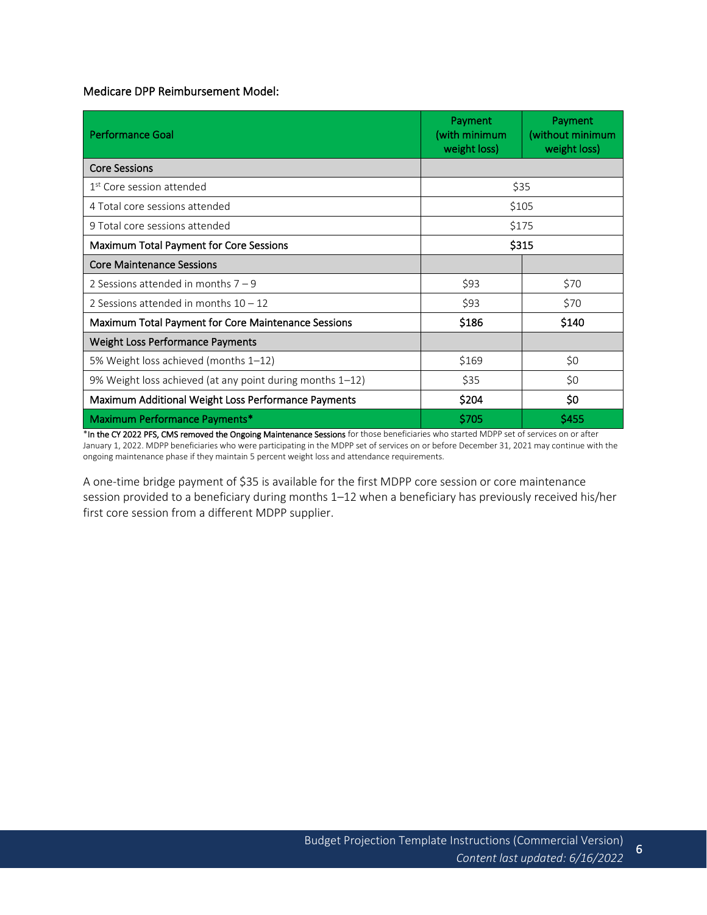Medicare DPP Reimbursement Model:

| Performance Goal | Payment (with minimum weight loss) | Payment (without minimum weight loss) |
|---|---|---|
| **Core Sessions** | | |
| 1st Core session attended | $35 | |
| 4 Total core sessions attended | $105 | |
| 9 Total core sessions attended | $175 | |
| **Maximum Total Payment for Core Sessions** | **$315** | |
| **Core Maintenance Sessions** | | |
| 2 Sessions attended in months 7 – 9 | $93 | $70 |
| 2 Sessions attended in months 10 – 12 | $93 | $70 |
| **Maximum Total Payment for Core Maintenance Sessions** | **$186** | **$140** |
| **Weight Loss Performance Payments** | | |
| 5% Weight loss achieved (months 1–12) | $169 | $0 |
| 9% Weight loss achieved (at any point during months 1–12) | $35 | $0 |
| **Maximum Additional Weight Loss Performance Payments** | **$204** | **$0** |
| **Maximum Performance Payments*** | **$705** | **$455** |

*In the CY 2022 PFS, CMS removed the Ongoing Maintenance Sessions for those beneficiaries who started MDPP set of services on or after January 1, 2022. MDPP beneficiaries who were participating in the MDPP set of services on or before December 31, 2021 may continue with the ongoing maintenance phase if they maintain 5 percent weight loss and attendance requirements.

A one-time bridge payment of $35 is available for the first MDPP core session or core maintenance session provided to a beneficiary during months 1–12 when a beneficiary has previously received his/her first core session from a different MDPP supplier.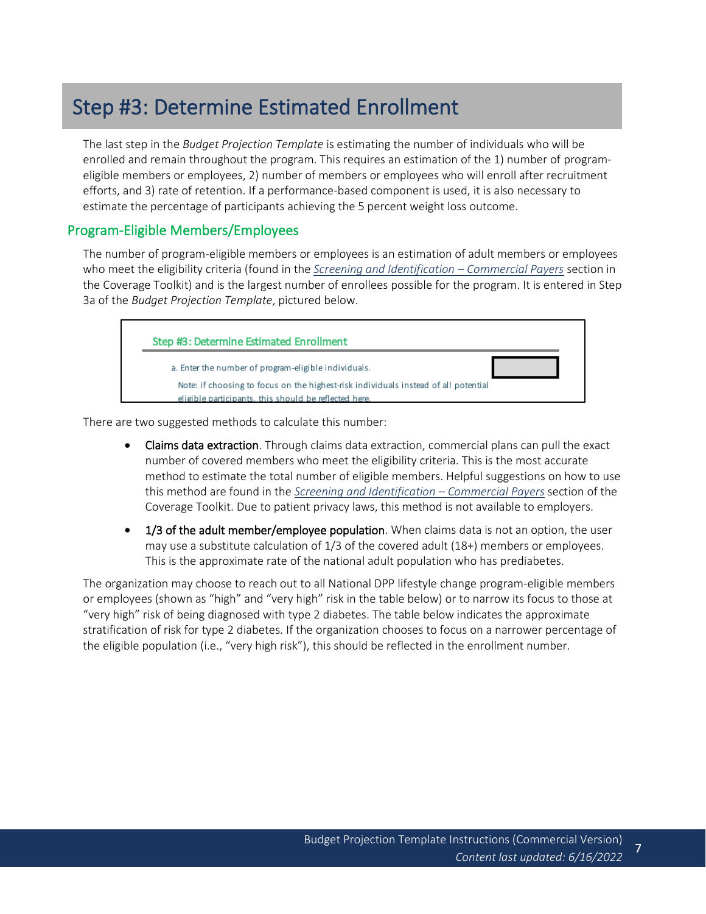# Step #3: Determine Estimated Enrollment

The last step in the *Budget Projection Template* is estimating the number of individuals who will be enrolled and remain throughout the program. This requires an estimation of the 1) number of program-eligible members or employees, 2) number of members or employees who will enroll after recruitment efforts, and 3) rate of retention. If a performance-based component is used, it is also necessary to estimate the percentage of participants achieving the 5 percent weight loss outcome.

## Program-Eligible Members/Employees

The number of program-eligible members or employees is an estimation of adult members or employees who meet the eligibility criteria (found in the *Screening and Identification – Commercial Payers* section in the Coverage Toolkit) and is the largest number of enrollees possible for the program. It is entered in Step 3a of the *Budget Projection Template*, pictured below.

> **Step #3: Determine Estimated Enrollment**
>
> a. Enter the number of program-eligible individuals.
>
> Note: if choosing to focus on the highest-risk individuals instead of all potential eligible participants, this should be reflected here.

There are two suggested methods to calculate this number:

- **Claims data extraction**. Through claims data extraction, commercial plans can pull the exact number of covered members who meet the eligibility criteria. This is the most accurate method to estimate the total number of eligible members. Helpful suggestions on how to use this method are found in the *Screening and Identification – Commercial Payers* section of the Coverage Toolkit. Due to patient privacy laws, this method is not available to employers.
- **1/3 of the adult member/employee population**. When claims data is not an option, the user may use a substitute calculation of 1/3 of the covered adult (18+) members or employees. This is the approximate rate of the national adult population who has prediabetes.

The organization may choose to reach out to all National DPP lifestyle change program-eligible members or employees (shown as "high" and "very high" risk in the table below) or to narrow its focus to those at "very high" risk of being diagnosed with type 2 diabetes. The table below indicates the approximate stratification of risk for type 2 diabetes. If the organization chooses to focus on a narrower percentage of the eligible population (i.e., "very high risk"), this should be reflected in the enrollment number.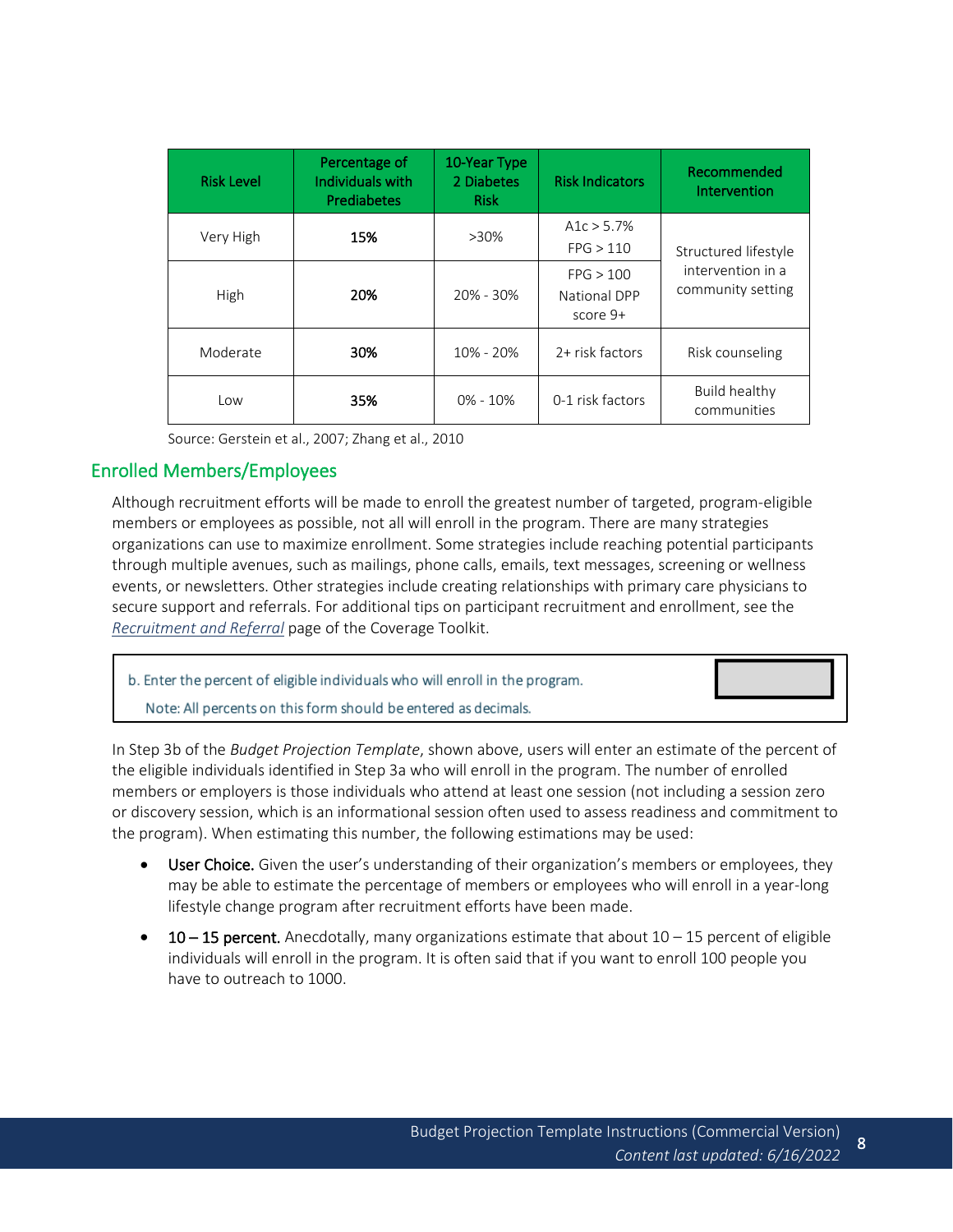| Risk Level | Percentage of Individuals with Prediabetes | 10-Year Type 2 Diabetes Risk | Risk Indicators | Recommended Intervention |
|---|---|---|---|---|
| Very High | **15%** | >30% | A1c > 5.7%<br>FPG > 110 | Structured lifestyle intervention in a community setting |
| High | **20%** | 20% - 30% | FPG > 100<br>National DPP score 9+ | |
| Moderate | **30%** | 10% - 20% | 2+ risk factors | Risk counseling |
| Low | **35%** | 0% - 10% | 0-1 risk factors | Build healthy communities |

Source: Gerstein et al., 2007; Zhang et al., 2010

## Enrolled Members/Employees

Although recruitment efforts will be made to enroll the greatest number of targeted, program-eligible members or employees as possible, not all will enroll in the program. There are many strategies organizations can use to maximize enrollment. Some strategies include reaching potential participants through multiple avenues, such as mailings, phone calls, emails, text messages, screening or wellness events, or newsletters. Other strategies include creating relationships with primary care physicians to secure support and referrals. For additional tips on participant recruitment and enrollment, see the *Recruitment and Referral* page of the Coverage Toolkit.

> b. Enter the percent of eligible individuals who will enroll in the program.
>
> Note: All percents on this form should be entered as decimals.

In Step 3b of the *Budget Projection Template*, shown above, users will enter an estimate of the percent of the eligible individuals identified in Step 3a who will enroll in the program. The number of enrolled members or employers is those individuals who attend at least one session (not including a session zero or discovery session, which is an informational session often used to assess readiness and commitment to the program). When estimating this number, the following estimations may be used:

- **User Choice.** Given the user's understanding of their organization's members or employees, they may be able to estimate the percentage of members or employees who will enroll in a year-long lifestyle change program after recruitment efforts have been made.
- **10 – 15 percent.** Anecdotally, many organizations estimate that about 10 – 15 percent of eligible individuals will enroll in the program. It is often said that if you want to enroll 100 people you have to outreach to 1000.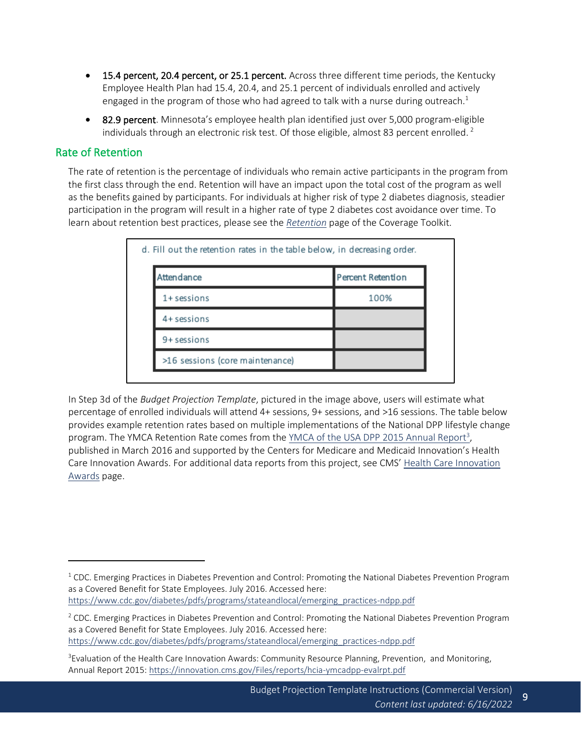- **15.4 percent, 20.4 percent, or 25.1 percent.** Across three different time periods, the Kentucky Employee Health Plan had 15.4, 20.4, and 25.1 percent of individuals enrolled and actively engaged in the program of those who had agreed to talk with a nurse during outreach.[1]
- **82.9 percent**. Minnesota's employee health plan identified just over 5,000 program-eligible individuals through an electronic risk test. Of those eligible, almost 83 percent enrolled. [2]

## Rate of Retention

The rate of retention is the percentage of individuals who remain active participants in the program from the first class through the end. Retention will have an impact upon the total cost of the program as well as the benefits gained by participants. For individuals at higher risk of type 2 diabetes diagnosis, steadier participation in the program will result in a higher rate of type 2 diabetes cost avoidance over time. To learn about retention best practices, please see the *Retention* page of the Coverage Toolkit.

d. Fill out the retention rates in the table below, in decreasing order.

| Attendance | Percent Retention |
|---|---|
| 1+ sessions | 100% |
| 4+ sessions | |
| 9+ sessions | |
| >16 sessions (core maintenance) | |

In Step 3d of the *Budget Projection Template*, pictured in the image above, users will estimate what percentage of enrolled individuals will attend 4+ sessions, 9+ sessions, and >16 sessions. The table below provides example retention rates based on multiple implementations of the National DPP lifestyle change program. The YMCA Retention Rate comes from the YMCA of the USA DPP 2015 Annual Report[3], published in March 2016 and supported by the Centers for Medicare and Medicaid Innovation's Health Care Innovation Awards. For additional data reports from this project, see CMS' Health Care Innovation Awards page.

---

[1] CDC. Emerging Practices in Diabetes Prevention and Control: Promoting the National Diabetes Prevention Program as a Covered Benefit for State Employees. July 2016. Accessed here: https://www.cdc.gov/diabetes/pdfs/programs/stateandlocal/emerging_practices-ndpp.pdf

[2] CDC. Emerging Practices in Diabetes Prevention and Control: Promoting the National Diabetes Prevention Program as a Covered Benefit for State Employees. July 2016. Accessed here: https://www.cdc.gov/diabetes/pdfs/programs/stateandlocal/emerging_practices-ndpp.pdf

[3] Evaluation of the Health Care Innovation Awards: Community Resource Planning, Prevention, and Monitoring, Annual Report 2015: https://innovation.cms.gov/Files/reports/hcia-ymcadpp-evalrpt.pdf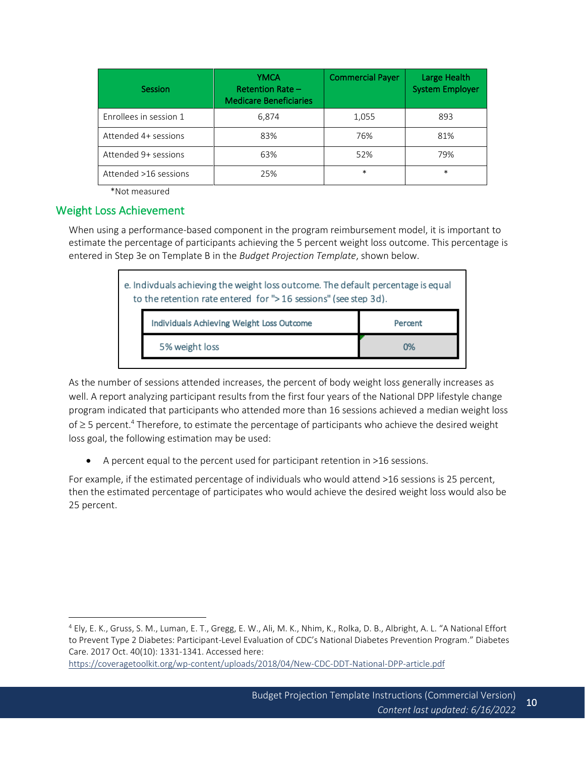| Session | YMCA Retention Rate – Medicare Beneficiaries | Commercial Payer | Large Health System Employer |
| --- | --- | --- | --- |
| Enrollees in session 1 | 6,874 | 1,055 | 893 |
| Attended 4+ sessions | 83% | 76% | 81% |
| Attended 9+ sessions | 63% | 52% | 79% |
| Attended >16 sessions | 25% | * | * |

*Not measured

## Weight Loss Achievement

When using a performance-based component in the program reimbursement model, it is important to estimate the percentage of participants achieving the 5 percent weight loss outcome. This percentage is entered in Step 3e on Template B in the *Budget Projection Template*, shown below.

e. Indivduals achieving the weight loss outcome. The default percentage is equal to the retention rate entered for ">16 sessions" (see step 3d).

| Individuals Achieving Weight Loss Outcome | Percent |
| --- | --- |
| 5% weight loss | 0% |

As the number of sessions attended increases, the percent of body weight loss generally increases as well. A report analyzing participant results from the first four years of the National DPP lifestyle change program indicated that participants who attended more than 16 sessions achieved a median weight loss of ≥ 5 percent.[4] Therefore, to estimate the percentage of participants who achieve the desired weight loss goal, the following estimation may be used:

- A percent equal to the percent used for participant retention in >16 sessions.

For example, if the estimated percentage of individuals who would attend >16 sessions is 25 percent, then the estimated percentage of participates who would achieve the desired weight loss would also be 25 percent.

---

[4] Ely, E. K., Gruss, S. M., Luman, E. T., Gregg, E. W., Ali, M. K., Nhim, K., Rolka, D. B., Albright, A. L. "A National Effort to Prevent Type 2 Diabetes: Participant-Level Evaluation of CDC's National Diabetes Prevention Program." Diabetes Care. 2017 Oct. 40(10): 1331-1341. Accessed here: https://coveragetoolkit.org/wp-content/uploads/2018/04/New-CDC-DDT-National-DPP-article.pdf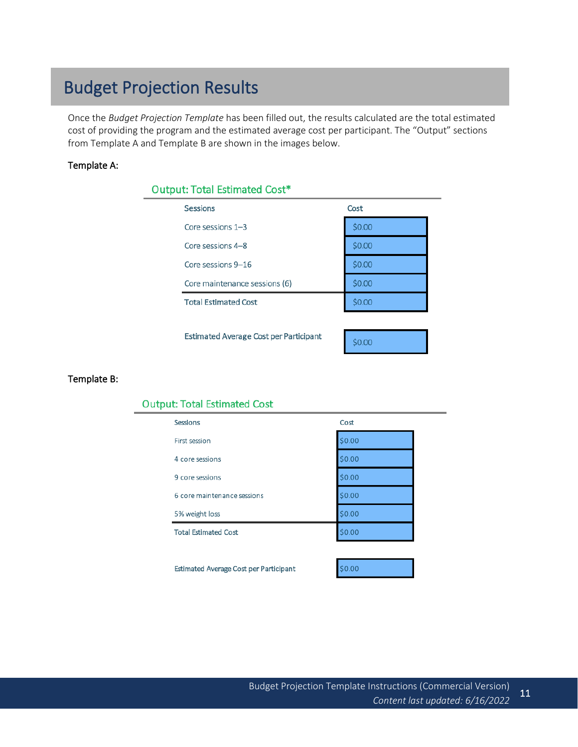# Budget Projection Results

Once the *Budget Projection Template* has been filled out, the results calculated are the total estimated cost of providing the program and the estimated average cost per participant. The "Output" sections from Template A and Template B are shown in the images below.

**Template A:**

### Output: Total Estimated Cost*

| Sessions | Cost |
|---|---|
| Core sessions 1–3 | $0.00 |
| Core sessions 4–8 | $0.00 |
| Core sessions 9–16 | $0.00 |
| Core maintenance sessions (6) | $0.00 |
| Total Estimated Cost | $0.00 |
| | |
| Estimated Average Cost per Participant | $0.00 |

**Template B:**

### Output: Total Estimated Cost

| Sessions | Cost |
|---|---|
| First session | $0.00 |
| 4 core sessions | $0.00 |
| 9 core sessions | $0.00 |
| 6 core maintenance sessions | $0.00 |
| 5% weight loss | $0.00 |
| Total Estimated Cost | $0.00 |
| | |
| Estimated Average Cost per Participant | $0.00 |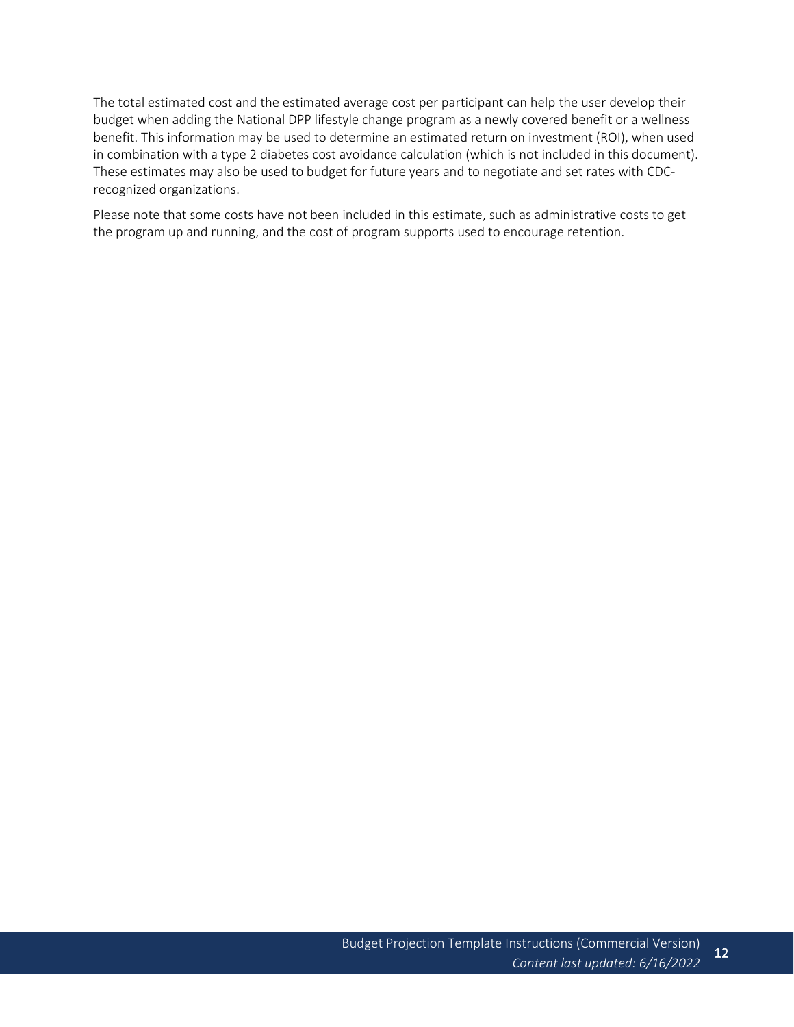The total estimated cost and the estimated average cost per participant can help the user develop their budget when adding the National DPP lifestyle change program as a newly covered benefit or a wellness benefit. This information may be used to determine an estimated return on investment (ROI), when used in combination with a type 2 diabetes cost avoidance calculation (which is not included in this document). These estimates may also be used to budget for future years and to negotiate and set rates with CDC-recognized organizations.

Please note that some costs have not been included in this estimate, such as administrative costs to get the program up and running, and the cost of program supports used to encourage retention.